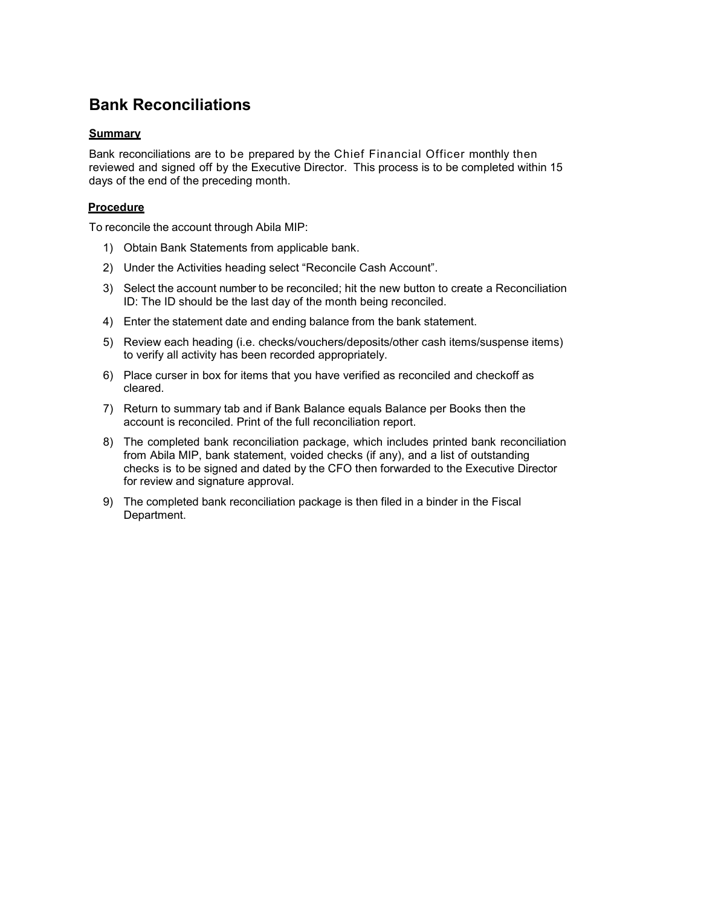# Bank Reconciliations

## Summary

Bank reconciliations are to be prepared by the Chief Financial Officer monthly then reviewed and signed off by the Executive Director. This process is to be completed within 15 days of the end of the preceding month.

## Procedure

To reconcile the account through Abila MIP:

1) Obtain Bank Statements from applicable bank.
2) Under the Activities heading select "Reconcile Cash Account".
3) Select the account number to be reconciled; hit the new button to create a Reconciliation ID: The ID should be the last day of the month being reconciled.
4) Enter the statement date and ending balance from the bank statement.
5) Review each heading (i.e. checks/vouchers/deposits/other cash items/suspense items) to verify all activity has been recorded appropriately.
6) Place curser in box for items that you have verified as reconciled and checkoff as cleared.
7) Return to summary tab and if Bank Balance equals Balance per Books then the account is reconciled. Print of the full reconciliation report.
8) The completed bank reconciliation package, which includes printed bank reconciliation from Abila MIP, bank statement, voided checks (if any), and a list of outstanding checks is to be signed and dated by the CFO then forwarded to the Executive Director for review and signature approval.
9) The completed bank reconciliation package is then filed in a binder in the Fiscal Department.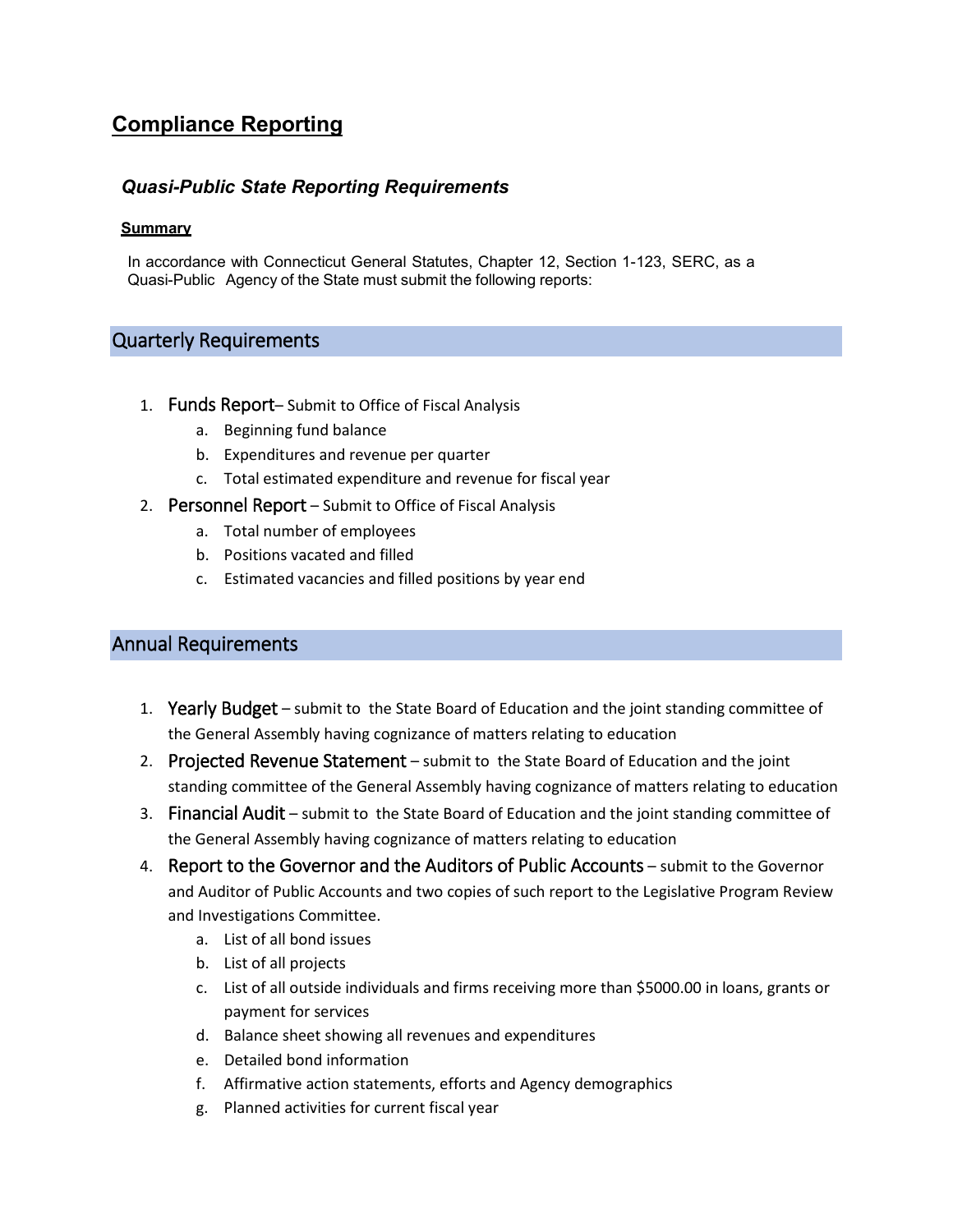# Compliance Reporting

## *Quasi-Public State Reporting Requirements*

### Summary

In accordance with Connecticut General Statutes, Chapter 12, Section 1-123, SERC, as a Quasi-Public Agency of the State must submit the following reports:

## Quarterly Requirements

1. Funds Report– Submit to Office of Fiscal Analysis
   a. Beginning fund balance
   b. Expenditures and revenue per quarter
   c. Total estimated expenditure and revenue for fiscal year
2. Personnel Report – Submit to Office of Fiscal Analysis
   a. Total number of employees
   b. Positions vacated and filled
   c. Estimated vacancies and filled positions by year end

## Annual Requirements

1. Yearly Budget – submit to the State Board of Education and the joint standing committee of the General Assembly having cognizance of matters relating to education
2. Projected Revenue Statement – submit to the State Board of Education and the joint standing committee of the General Assembly having cognizance of matters relating to education
3. Financial Audit – submit to the State Board of Education and the joint standing committee of the General Assembly having cognizance of matters relating to education
4. Report to the Governor and the Auditors of Public Accounts – submit to the Governor and Auditor of Public Accounts and two copies of such report to the Legislative Program Review and Investigations Committee.
   a. List of all bond issues
   b. List of all projects
   c. List of all outside individuals and firms receiving more than $5000.00 in loans, grants or payment for services
   d. Balance sheet showing all revenues and expenditures
   e. Detailed bond information
   f. Affirmative action statements, efforts and Agency demographics
   g. Planned activities for current fiscal year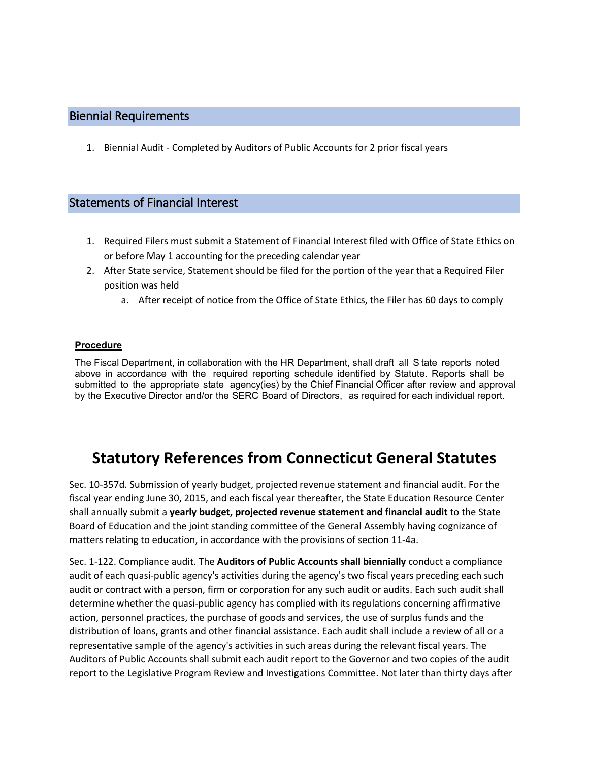## Biennial Requirements

1. Biennial Audit - Completed by Auditors of Public Accounts for 2 prior fiscal years

## Statements of Financial Interest

1. Required Filers must submit a Statement of Financial Interest filed with Office of State Ethics on or before May 1 accounting for the preceding calendar year
2. After State service, Statement should be filed for the portion of the year that a Required Filer position was held
   a. After receipt of notice from the Office of State Ethics, the Filer has 60 days to comply

**Procedure**

The Fiscal Department, in collaboration with the HR Department, shall draft all State reports noted above in accordance with the required reporting schedule identified by Statute. Reports shall be submitted to the appropriate state agency(ies) by the Chief Financial Officer after review and approval by the Executive Director and/or the SERC Board of Directors, as required for each individual report.

# Statutory References from Connecticut General Statutes

Sec. 10-357d. Submission of yearly budget, projected revenue statement and financial audit. For the fiscal year ending June 30, 2015, and each fiscal year thereafter, the State Education Resource Center shall annually submit a **yearly budget, projected revenue statement and financial audit** to the State Board of Education and the joint standing committee of the General Assembly having cognizance of matters relating to education, in accordance with the provisions of section 11-4a.

Sec. 1-122. Compliance audit. The **Auditors of Public Accounts shall biennially** conduct a compliance audit of each quasi-public agency's activities during the agency's two fiscal years preceding each such audit or contract with a person, firm or corporation for any such audit or audits. Each such audit shall determine whether the quasi-public agency has complied with its regulations concerning affirmative action, personnel practices, the purchase of goods and services, the use of surplus funds and the distribution of loans, grants and other financial assistance. Each audit shall include a review of all or a representative sample of the agency's activities in such areas during the relevant fiscal years. The Auditors of Public Accounts shall submit each audit report to the Governor and two copies of the audit report to the Legislative Program Review and Investigations Committee. Not later than thirty days after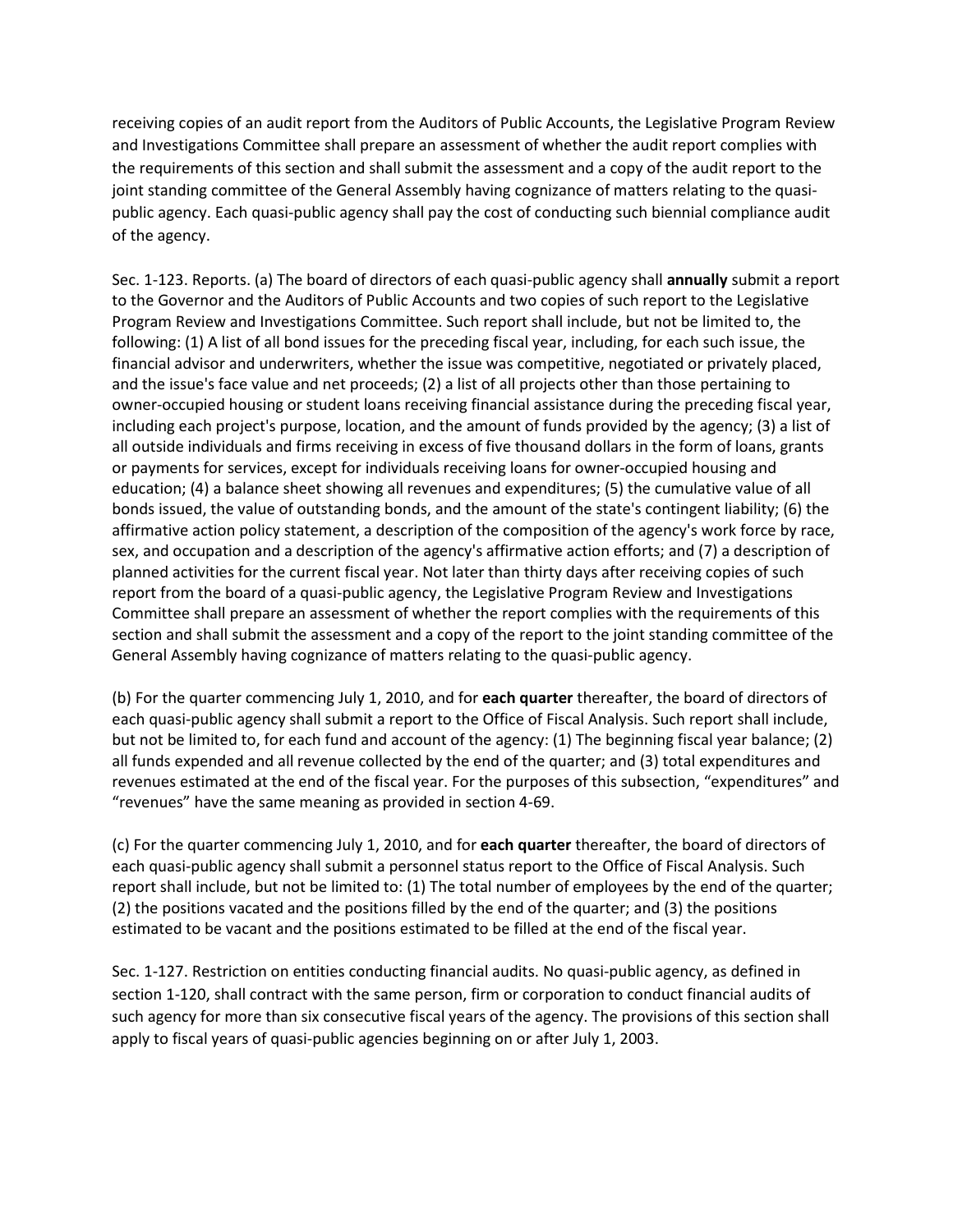receiving copies of an audit report from the Auditors of Public Accounts, the Legislative Program Review and Investigations Committee shall prepare an assessment of whether the audit report complies with the requirements of this section and shall submit the assessment and a copy of the audit report to the joint standing committee of the General Assembly having cognizance of matters relating to the quasi-public agency. Each quasi-public agency shall pay the cost of conducting such biennial compliance audit of the agency.

Sec. 1-123. Reports. (a) The board of directors of each quasi-public agency shall **annually** submit a report to the Governor and the Auditors of Public Accounts and two copies of such report to the Legislative Program Review and Investigations Committee. Such report shall include, but not be limited to, the following: (1) A list of all bond issues for the preceding fiscal year, including, for each such issue, the financial advisor and underwriters, whether the issue was competitive, negotiated or privately placed, and the issue's face value and net proceeds; (2) a list of all projects other than those pertaining to owner-occupied housing or student loans receiving financial assistance during the preceding fiscal year, including each project's purpose, location, and the amount of funds provided by the agency; (3) a list of all outside individuals and firms receiving in excess of five thousand dollars in the form of loans, grants or payments for services, except for individuals receiving loans for owner-occupied housing and education; (4) a balance sheet showing all revenues and expenditures; (5) the cumulative value of all bonds issued, the value of outstanding bonds, and the amount of the state's contingent liability; (6) the affirmative action policy statement, a description of the composition of the agency's work force by race, sex, and occupation and a description of the agency's affirmative action efforts; and (7) a description of planned activities for the current fiscal year. Not later than thirty days after receiving copies of such report from the board of a quasi-public agency, the Legislative Program Review and Investigations Committee shall prepare an assessment of whether the report complies with the requirements of this section and shall submit the assessment and a copy of the report to the joint standing committee of the General Assembly having cognizance of matters relating to the quasi-public agency.

(b) For the quarter commencing July 1, 2010, and for **each quarter** thereafter, the board of directors of each quasi-public agency shall submit a report to the Office of Fiscal Analysis. Such report shall include, but not be limited to, for each fund and account of the agency: (1) The beginning fiscal year balance; (2) all funds expended and all revenue collected by the end of the quarter; and (3) total expenditures and revenues estimated at the end of the fiscal year. For the purposes of this subsection, "expenditures" and "revenues" have the same meaning as provided in section 4-69.

(c) For the quarter commencing July 1, 2010, and for **each quarter** thereafter, the board of directors of each quasi-public agency shall submit a personnel status report to the Office of Fiscal Analysis. Such report shall include, but not be limited to: (1) The total number of employees by the end of the quarter; (2) the positions vacated and the positions filled by the end of the quarter; and (3) the positions estimated to be vacant and the positions estimated to be filled at the end of the fiscal year.

Sec. 1-127. Restriction on entities conducting financial audits. No quasi-public agency, as defined in section 1-120, shall contract with the same person, firm or corporation to conduct financial audits of such agency for more than six consecutive fiscal years of the agency. The provisions of this section shall apply to fiscal years of quasi-public agencies beginning on or after July 1, 2003.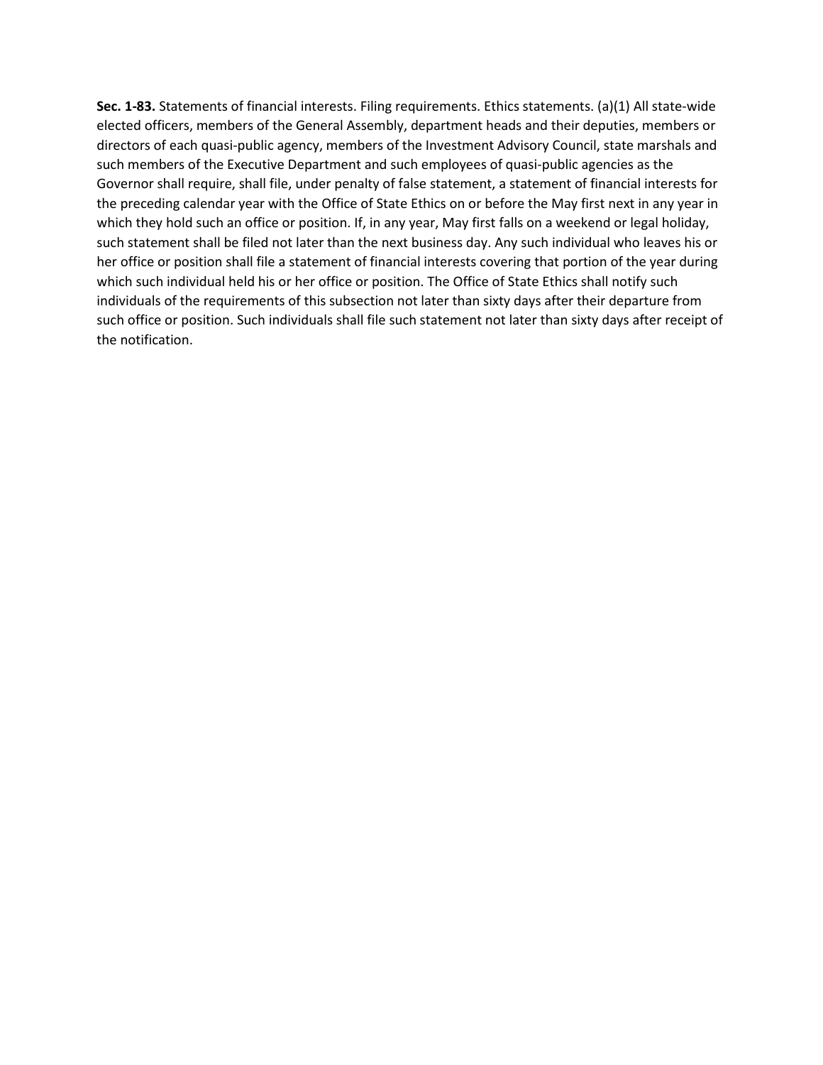**Sec. 1-83.** Statements of financial interests. Filing requirements. Ethics statements. (a)(1) All state-wide elected officers, members of the General Assembly, department heads and their deputies, members or directors of each quasi-public agency, members of the Investment Advisory Council, state marshals and such members of the Executive Department and such employees of quasi-public agencies as the Governor shall require, shall file, under penalty of false statement, a statement of financial interests for the preceding calendar year with the Office of State Ethics on or before the May first next in any year in which they hold such an office or position. If, in any year, May first falls on a weekend or legal holiday, such statement shall be filed not later than the next business day. Any such individual who leaves his or her office or position shall file a statement of financial interests covering that portion of the year during which such individual held his or her office or position. The Office of State Ethics shall notify such individuals of the requirements of this subsection not later than sixty days after their departure from such office or position. Such individuals shall file such statement not later than sixty days after receipt of the notification.